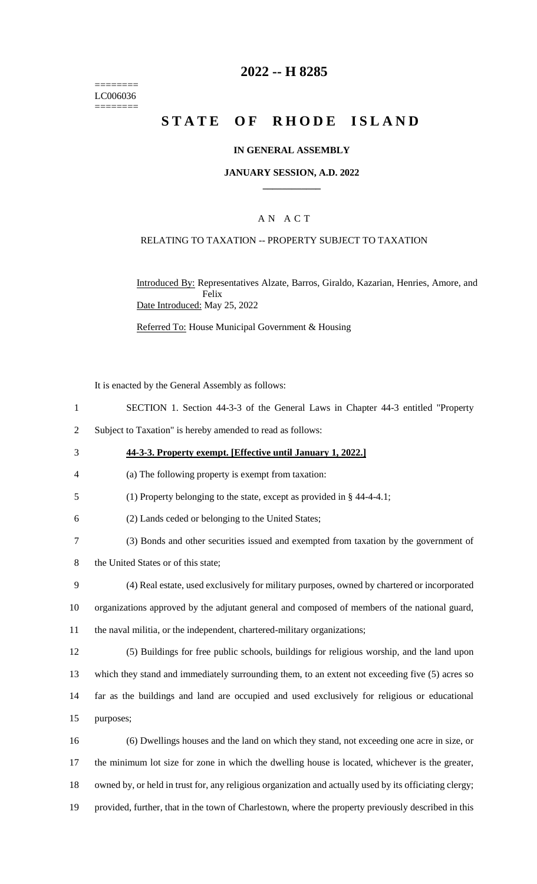========
LC006036
========

# 2022 -- H 8285

# STATE OF RHODE ISLAND

### IN GENERAL ASSEMBLY

### JANUARY SESSION, A.D. 2022

## AN ACT

RELATING TO TAXATION -- PROPERTY SUBJECT TO TAXATION

Introduced By: Representatives Alzate, Barros, Giraldo, Kazarian, Henries, Amore, and Felix

Date Introduced: May 25, 2022

Referred To: House Municipal Government & Housing

It is enacted by the General Assembly as follows:

SECTION 1. Section 44-3-3 of the General Laws in Chapter 44-3 entitled "Property Subject to Taxation" is hereby amended to read as follows:

**44-3-3. Property exempt. [Effective until January 1, 2022.]**

(a) The following property is exempt from taxation:

(1) Property belonging to the state, except as provided in § 44-4-4.1;

(2) Lands ceded or belonging to the United States;

(3) Bonds and other securities issued and exempted from taxation by the government of the United States or of this state;

(4) Real estate, used exclusively for military purposes, owned by chartered or incorporated organizations approved by the adjutant general and composed of members of the national guard, the naval militia, or the independent, chartered-military organizations;

(5) Buildings for free public schools, buildings for religious worship, and the land upon which they stand and immediately surrounding them, to an extent not exceeding five (5) acres so far as the buildings and land are occupied and used exclusively for religious or educational purposes;

(6) Dwellings houses and the land on which they stand, not exceeding one acre in size, or the minimum lot size for zone in which the dwelling house is located, whichever is the greater, owned by, or held in trust for, any religious organization and actually used by its officiating clergy; provided, further, that in the town of Charlestown, where the property previously described in this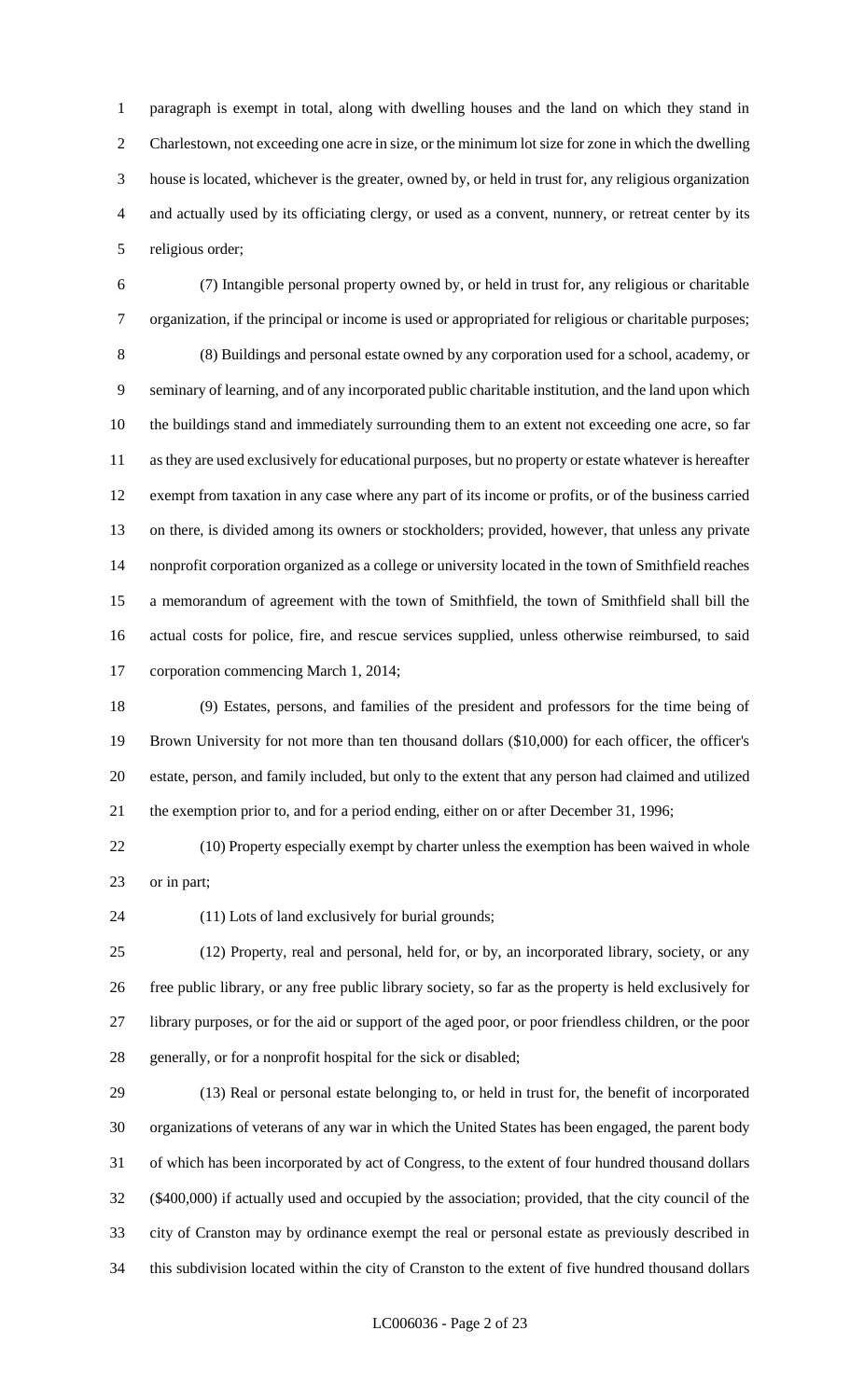paragraph is exempt in total, along with dwelling houses and the land on which they stand in Charlestown, not exceeding one acre in size, or the minimum lot size for zone in which the dwelling house is located, whichever is the greater, owned by, or held in trust for, any religious organization and actually used by its officiating clergy, or used as a convent, nunnery, or retreat center by its religious order;

(7) Intangible personal property owned by, or held in trust for, any religious or charitable organization, if the principal or income is used or appropriated for religious or charitable purposes;

(8) Buildings and personal estate owned by any corporation used for a school, academy, or seminary of learning, and of any incorporated public charitable institution, and the land upon which the buildings stand and immediately surrounding them to an extent not exceeding one acre, so far as they are used exclusively for educational purposes, but no property or estate whatever is hereafter exempt from taxation in any case where any part of its income or profits, or of the business carried on there, is divided among its owners or stockholders; provided, however, that unless any private nonprofit corporation organized as a college or university located in the town of Smithfield reaches a memorandum of agreement with the town of Smithfield, the town of Smithfield shall bill the actual costs for police, fire, and rescue services supplied, unless otherwise reimbursed, to said corporation commencing March 1, 2014;

(9) Estates, persons, and families of the president and professors for the time being of Brown University for not more than ten thousand dollars ($10,000) for each officer, the officer's estate, person, and family included, but only to the extent that any person had claimed and utilized the exemption prior to, and for a period ending, either on or after December 31, 1996;

(10) Property especially exempt by charter unless the exemption has been waived in whole or in part;

(11) Lots of land exclusively for burial grounds;

(12) Property, real and personal, held for, or by, an incorporated library, society, or any free public library, or any free public library society, so far as the property is held exclusively for library purposes, or for the aid or support of the aged poor, or poor friendless children, or the poor generally, or for a nonprofit hospital for the sick or disabled;

(13) Real or personal estate belonging to, or held in trust for, the benefit of incorporated organizations of veterans of any war in which the United States has been engaged, the parent body of which has been incorporated by act of Congress, to the extent of four hundred thousand dollars ($400,000) if actually used and occupied by the association; provided, that the city council of the city of Cranston may by ordinance exempt the real or personal estate as previously described in this subdivision located within the city of Cranston to the extent of five hundred thousand dollars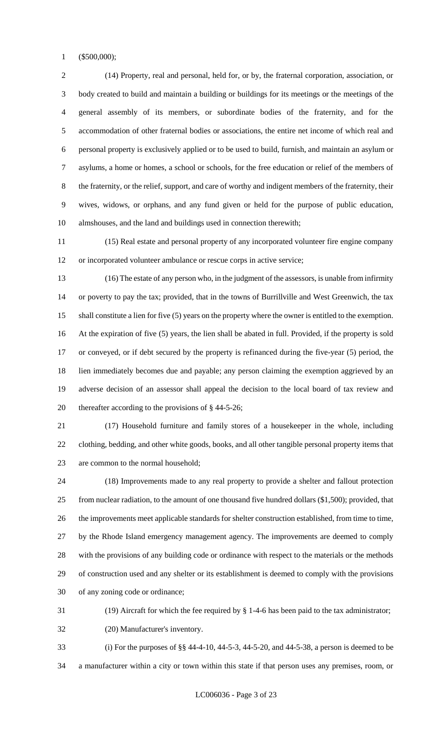($500,000);

(14) Property, real and personal, held for, or by, the fraternal corporation, association, or body created to build and maintain a building or buildings for its meetings or the meetings of the general assembly of its members, or subordinate bodies of the fraternity, and for the accommodation of other fraternal bodies or associations, the entire net income of which real and personal property is exclusively applied or to be used to build, furnish, and maintain an asylum or asylums, a home or homes, a school or schools, for the free education or relief of the members of the fraternity, or the relief, support, and care of worthy and indigent members of the fraternity, their wives, widows, or orphans, and any fund given or held for the purpose of public education, almshouses, and the land and buildings used in connection therewith;

(15) Real estate and personal property of any incorporated volunteer fire engine company or incorporated volunteer ambulance or rescue corps in active service;

(16) The estate of any person who, in the judgment of the assessors, is unable from infirmity or poverty to pay the tax; provided, that in the towns of Burrillville and West Greenwich, the tax shall constitute a lien for five (5) years on the property where the owner is entitled to the exemption. At the expiration of five (5) years, the lien shall be abated in full. Provided, if the property is sold or conveyed, or if debt secured by the property is refinanced during the five-year (5) period, the lien immediately becomes due and payable; any person claiming the exemption aggrieved by an adverse decision of an assessor shall appeal the decision to the local board of tax review and thereafter according to the provisions of § 44-5-26;

(17) Household furniture and family stores of a housekeeper in the whole, including clothing, bedding, and other white goods, books, and all other tangible personal property items that are common to the normal household;

(18) Improvements made to any real property to provide a shelter and fallout protection from nuclear radiation, to the amount of one thousand five hundred dollars ($1,500); provided, that the improvements meet applicable standards for shelter construction established, from time to time, by the Rhode Island emergency management agency. The improvements are deemed to comply with the provisions of any building code or ordinance with respect to the materials or the methods of construction used and any shelter or its establishment is deemed to comply with the provisions of any zoning code or ordinance;

(19) Aircraft for which the fee required by § 1-4-6 has been paid to the tax administrator;

(20) Manufacturer's inventory.

(i) For the purposes of §§ 44-4-10, 44-5-3, 44-5-20, and 44-5-38, a person is deemed to be a manufacturer within a city or town within this state if that person uses any premises, room, or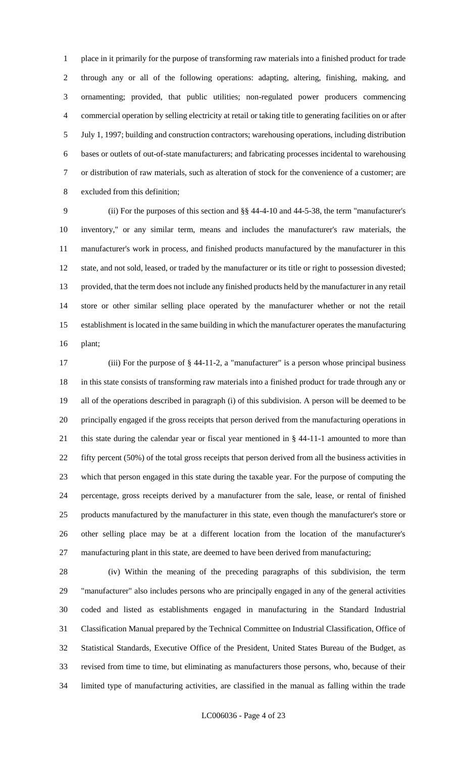place in it primarily for the purpose of transforming raw materials into a finished product for trade through any or all of the following operations: adapting, altering, finishing, making, and ornamenting; provided, that public utilities; non-regulated power producers commencing commercial operation by selling electricity at retail or taking title to generating facilities on or after July 1, 1997; building and construction contractors; warehousing operations, including distribution bases or outlets of out-of-state manufacturers; and fabricating processes incidental to warehousing or distribution of raw materials, such as alteration of stock for the convenience of a customer; are excluded from this definition;

(ii) For the purposes of this section and §§ 44-4-10 and 44-5-38, the term "manufacturer's inventory," or any similar term, means and includes the manufacturer's raw materials, the manufacturer's work in process, and finished products manufactured by the manufacturer in this state, and not sold, leased, or traded by the manufacturer or its title or right to possession divested; provided, that the term does not include any finished products held by the manufacturer in any retail store or other similar selling place operated by the manufacturer whether or not the retail establishment is located in the same building in which the manufacturer operates the manufacturing plant;

(iii) For the purpose of § 44-11-2, a "manufacturer" is a person whose principal business in this state consists of transforming raw materials into a finished product for trade through any or all of the operations described in paragraph (i) of this subdivision. A person will be deemed to be principally engaged if the gross receipts that person derived from the manufacturing operations in this state during the calendar year or fiscal year mentioned in § 44-11-1 amounted to more than fifty percent (50%) of the total gross receipts that person derived from all the business activities in which that person engaged in this state during the taxable year. For the purpose of computing the percentage, gross receipts derived by a manufacturer from the sale, lease, or rental of finished products manufactured by the manufacturer in this state, even though the manufacturer's store or other selling place may be at a different location from the location of the manufacturer's manufacturing plant in this state, are deemed to have been derived from manufacturing;

(iv) Within the meaning of the preceding paragraphs of this subdivision, the term "manufacturer" also includes persons who are principally engaged in any of the general activities coded and listed as establishments engaged in manufacturing in the Standard Industrial Classification Manual prepared by the Technical Committee on Industrial Classification, Office of Statistical Standards, Executive Office of the President, United States Bureau of the Budget, as revised from time to time, but eliminating as manufacturers those persons, who, because of their limited type of manufacturing activities, are classified in the manual as falling within the trade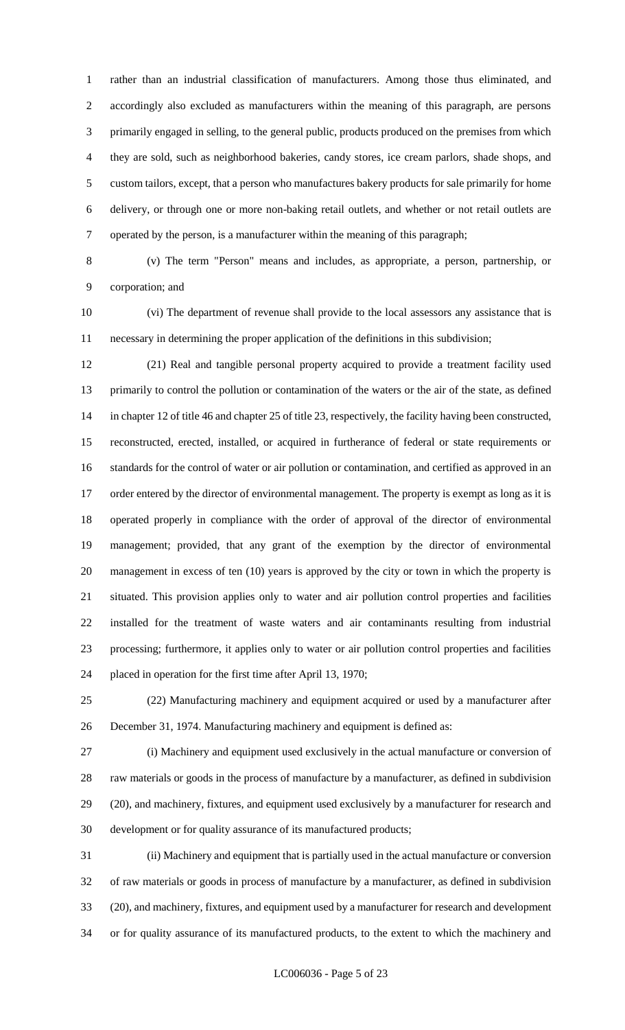rather than an industrial classification of manufacturers. Among those thus eliminated, and accordingly also excluded as manufacturers within the meaning of this paragraph, are persons primarily engaged in selling, to the general public, products produced on the premises from which they are sold, such as neighborhood bakeries, candy stores, ice cream parlors, shade shops, and custom tailors, except, that a person who manufactures bakery products for sale primarily for home delivery, or through one or more non-baking retail outlets, and whether or not retail outlets are operated by the person, is a manufacturer within the meaning of this paragraph;

(v) The term "Person" means and includes, as appropriate, a person, partnership, or corporation; and

(vi) The department of revenue shall provide to the local assessors any assistance that is necessary in determining the proper application of the definitions in this subdivision;

(21) Real and tangible personal property acquired to provide a treatment facility used primarily to control the pollution or contamination of the waters or the air of the state, as defined in chapter 12 of title 46 and chapter 25 of title 23, respectively, the facility having been constructed, reconstructed, erected, installed, or acquired in furtherance of federal or state requirements or standards for the control of water or air pollution or contamination, and certified as approved in an order entered by the director of environmental management. The property is exempt as long as it is operated properly in compliance with the order of approval of the director of environmental management; provided, that any grant of the exemption by the director of environmental management in excess of ten (10) years is approved by the city or town in which the property is situated. This provision applies only to water and air pollution control properties and facilities installed for the treatment of waste waters and air contaminants resulting from industrial processing; furthermore, it applies only to water or air pollution control properties and facilities placed in operation for the first time after April 13, 1970;

(22) Manufacturing machinery and equipment acquired or used by a manufacturer after December 31, 1974. Manufacturing machinery and equipment is defined as:

(i) Machinery and equipment used exclusively in the actual manufacture or conversion of raw materials or goods in the process of manufacture by a manufacturer, as defined in subdivision (20), and machinery, fixtures, and equipment used exclusively by a manufacturer for research and development or for quality assurance of its manufactured products;

(ii) Machinery and equipment that is partially used in the actual manufacture or conversion of raw materials or goods in process of manufacture by a manufacturer, as defined in subdivision (20), and machinery, fixtures, and equipment used by a manufacturer for research and development or for quality assurance of its manufactured products, to the extent to which the machinery and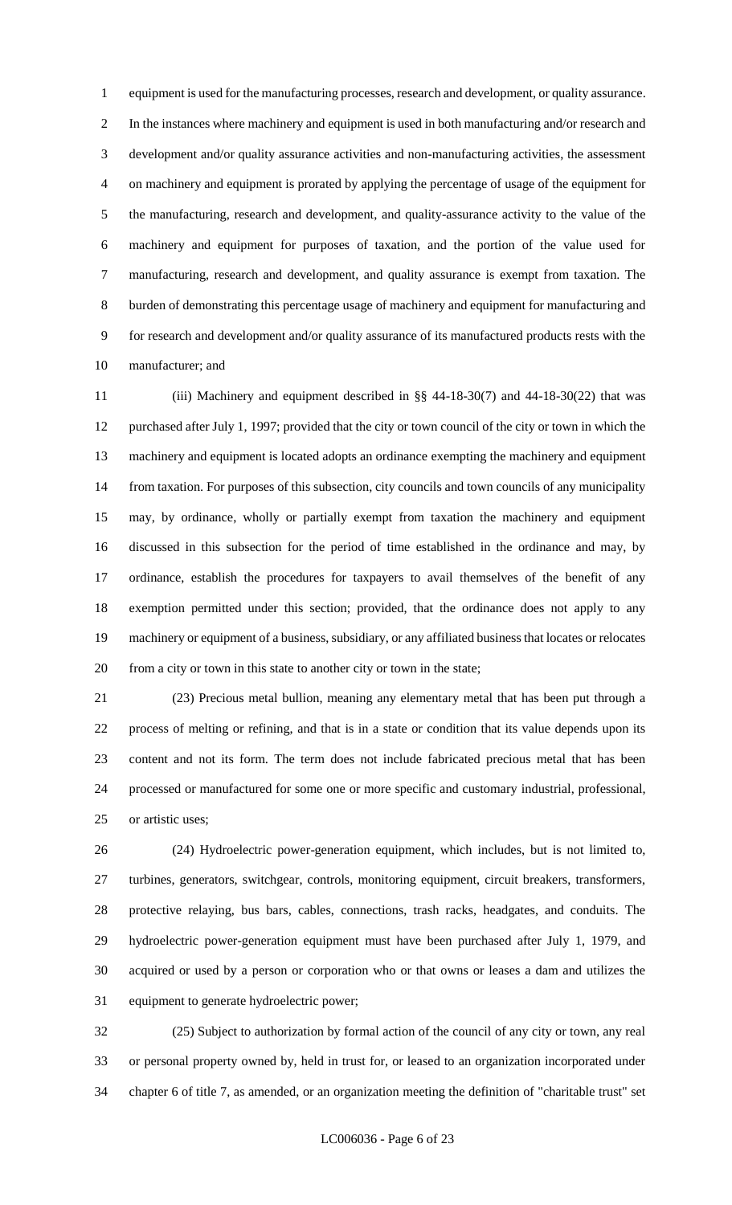equipment is used for the manufacturing processes, research and development, or quality assurance. In the instances where machinery and equipment is used in both manufacturing and/or research and development and/or quality assurance activities and non-manufacturing activities, the assessment on machinery and equipment is prorated by applying the percentage of usage of the equipment for the manufacturing, research and development, and quality-assurance activity to the value of the machinery and equipment for purposes of taxation, and the portion of the value used for manufacturing, research and development, and quality assurance is exempt from taxation. The burden of demonstrating this percentage usage of machinery and equipment for manufacturing and for research and development and/or quality assurance of its manufactured products rests with the manufacturer; and

(iii) Machinery and equipment described in §§ 44-18-30(7) and 44-18-30(22) that was purchased after July 1, 1997; provided that the city or town council of the city or town in which the machinery and equipment is located adopts an ordinance exempting the machinery and equipment from taxation. For purposes of this subsection, city councils and town councils of any municipality may, by ordinance, wholly or partially exempt from taxation the machinery and equipment discussed in this subsection for the period of time established in the ordinance and may, by ordinance, establish the procedures for taxpayers to avail themselves of the benefit of any exemption permitted under this section; provided, that the ordinance does not apply to any machinery or equipment of a business, subsidiary, or any affiliated business that locates or relocates from a city or town in this state to another city or town in the state;

(23) Precious metal bullion, meaning any elementary metal that has been put through a process of melting or refining, and that is in a state or condition that its value depends upon its content and not its form. The term does not include fabricated precious metal that has been processed or manufactured for some one or more specific and customary industrial, professional, or artistic uses;

(24) Hydroelectric power-generation equipment, which includes, but is not limited to, turbines, generators, switchgear, controls, monitoring equipment, circuit breakers, transformers, protective relaying, bus bars, cables, connections, trash racks, headgates, and conduits. The hydroelectric power-generation equipment must have been purchased after July 1, 1979, and acquired or used by a person or corporation who or that owns or leases a dam and utilizes the equipment to generate hydroelectric power;

(25) Subject to authorization by formal action of the council of any city or town, any real or personal property owned by, held in trust for, or leased to an organization incorporated under chapter 6 of title 7, as amended, or an organization meeting the definition of "charitable trust" set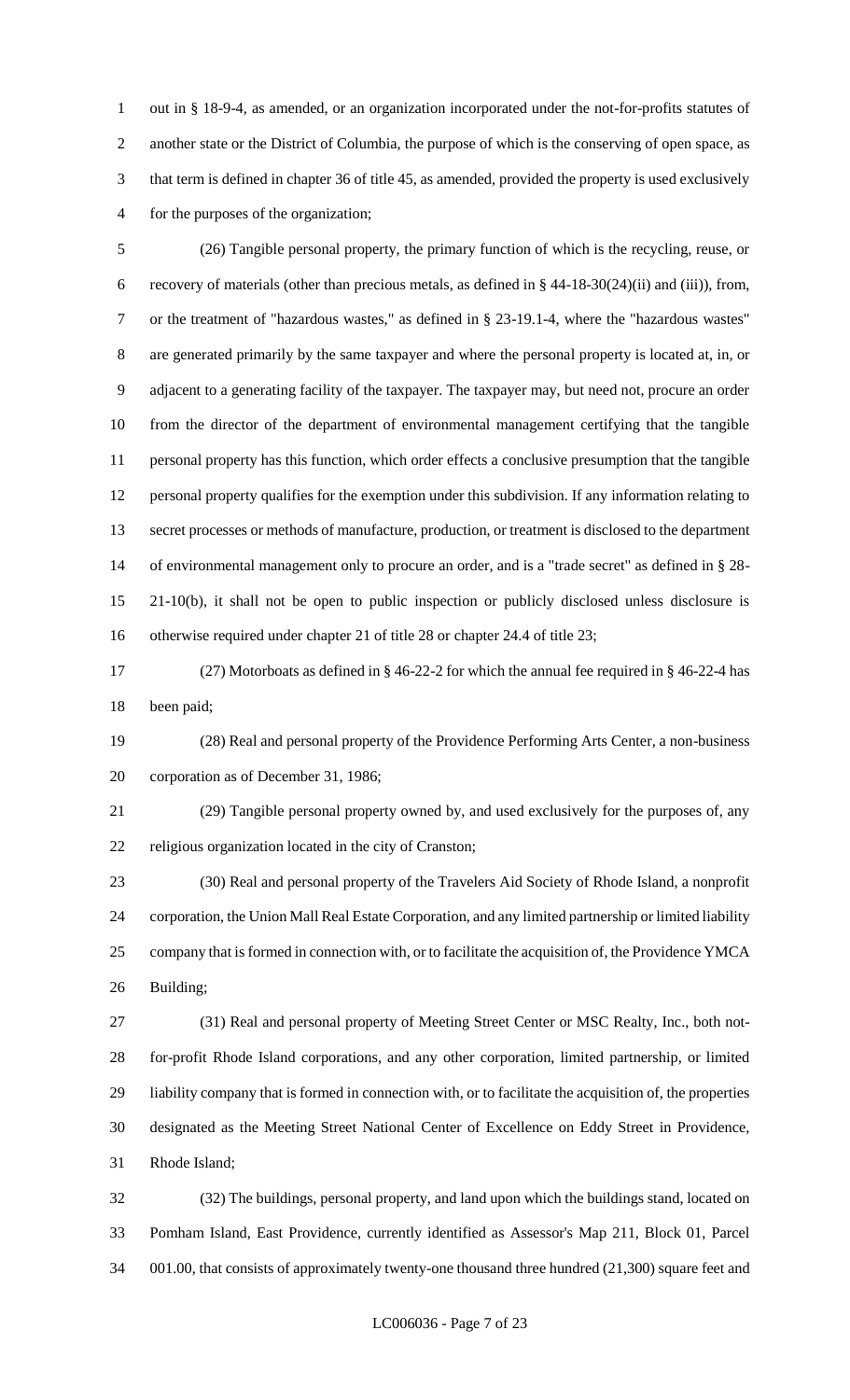out in § 18-9-4, as amended, or an organization incorporated under the not-for-profits statutes of another state or the District of Columbia, the purpose of which is the conserving of open space, as that term is defined in chapter 36 of title 45, as amended, provided the property is used exclusively for the purposes of the organization;

(26) Tangible personal property, the primary function of which is the recycling, reuse, or recovery of materials (other than precious metals, as defined in § 44-18-30(24)(ii) and (iii)), from, or the treatment of "hazardous wastes," as defined in § 23-19.1-4, where the "hazardous wastes" are generated primarily by the same taxpayer and where the personal property is located at, in, or adjacent to a generating facility of the taxpayer. The taxpayer may, but need not, procure an order from the director of the department of environmental management certifying that the tangible personal property has this function, which order effects a conclusive presumption that the tangible personal property qualifies for the exemption under this subdivision. If any information relating to secret processes or methods of manufacture, production, or treatment is disclosed to the department of environmental management only to procure an order, and is a "trade secret" as defined in § 28-21-10(b), it shall not be open to public inspection or publicly disclosed unless disclosure is otherwise required under chapter 21 of title 28 or chapter 24.4 of title 23;

(27) Motorboats as defined in § 46-22-2 for which the annual fee required in § 46-22-4 has been paid;

(28) Real and personal property of the Providence Performing Arts Center, a non-business corporation as of December 31, 1986;

(29) Tangible personal property owned by, and used exclusively for the purposes of, any religious organization located in the city of Cranston;

(30) Real and personal property of the Travelers Aid Society of Rhode Island, a nonprofit corporation, the Union Mall Real Estate Corporation, and any limited partnership or limited liability company that is formed in connection with, or to facilitate the acquisition of, the Providence YMCA Building;

(31) Real and personal property of Meeting Street Center or MSC Realty, Inc., both not-for-profit Rhode Island corporations, and any other corporation, limited partnership, or limited liability company that is formed in connection with, or to facilitate the acquisition of, the properties designated as the Meeting Street National Center of Excellence on Eddy Street in Providence, Rhode Island;

(32) The buildings, personal property, and land upon which the buildings stand, located on Pomham Island, East Providence, currently identified as Assessor's Map 211, Block 01, Parcel 001.00, that consists of approximately twenty-one thousand three hundred (21,300) square feet and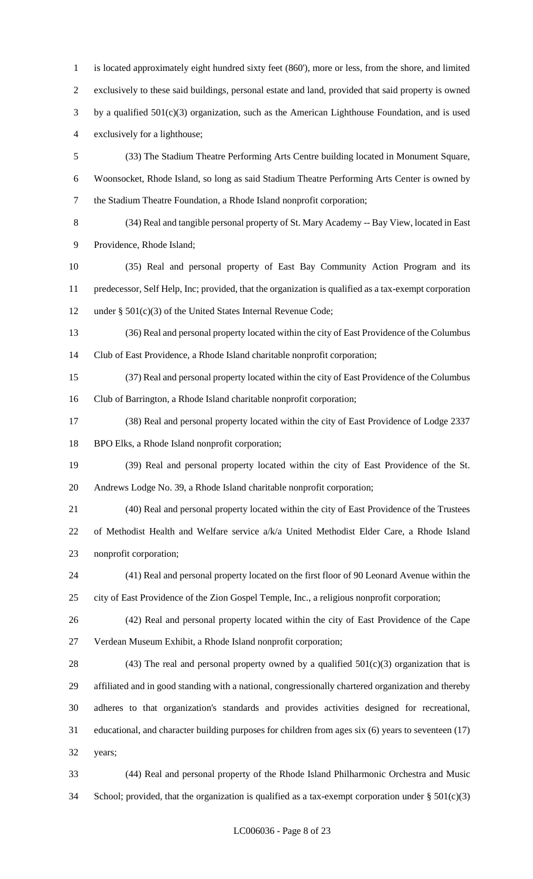is located approximately eight hundred sixty feet (860'), more or less, from the shore, and limited exclusively to these said buildings, personal estate and land, provided that said property is owned by a qualified 501(c)(3) organization, such as the American Lighthouse Foundation, and is used exclusively for a lighthouse;

(33) The Stadium Theatre Performing Arts Centre building located in Monument Square, Woonsocket, Rhode Island, so long as said Stadium Theatre Performing Arts Center is owned by the Stadium Theatre Foundation, a Rhode Island nonprofit corporation;

(34) Real and tangible personal property of St. Mary Academy -- Bay View, located in East Providence, Rhode Island;

(35) Real and personal property of East Bay Community Action Program and its predecessor, Self Help, Inc; provided, that the organization is qualified as a tax-exempt corporation under § 501(c)(3) of the United States Internal Revenue Code;

(36) Real and personal property located within the city of East Providence of the Columbus Club of East Providence, a Rhode Island charitable nonprofit corporation;

(37) Real and personal property located within the city of East Providence of the Columbus Club of Barrington, a Rhode Island charitable nonprofit corporation;

(38) Real and personal property located within the city of East Providence of Lodge 2337 BPO Elks, a Rhode Island nonprofit corporation;

(39) Real and personal property located within the city of East Providence of the St. Andrews Lodge No. 39, a Rhode Island charitable nonprofit corporation;

(40) Real and personal property located within the city of East Providence of the Trustees of Methodist Health and Welfare service a/k/a United Methodist Elder Care, a Rhode Island nonprofit corporation;

(41) Real and personal property located on the first floor of 90 Leonard Avenue within the city of East Providence of the Zion Gospel Temple, Inc., a religious nonprofit corporation;

(42) Real and personal property located within the city of East Providence of the Cape Verdean Museum Exhibit, a Rhode Island nonprofit corporation;

(43) The real and personal property owned by a qualified 501(c)(3) organization that is affiliated and in good standing with a national, congressionally chartered organization and thereby adheres to that organization's standards and provides activities designed for recreational, educational, and character building purposes for children from ages six (6) years to seventeen (17) years;

(44) Real and personal property of the Rhode Island Philharmonic Orchestra and Music School; provided, that the organization is qualified as a tax-exempt corporation under § 501(c)(3)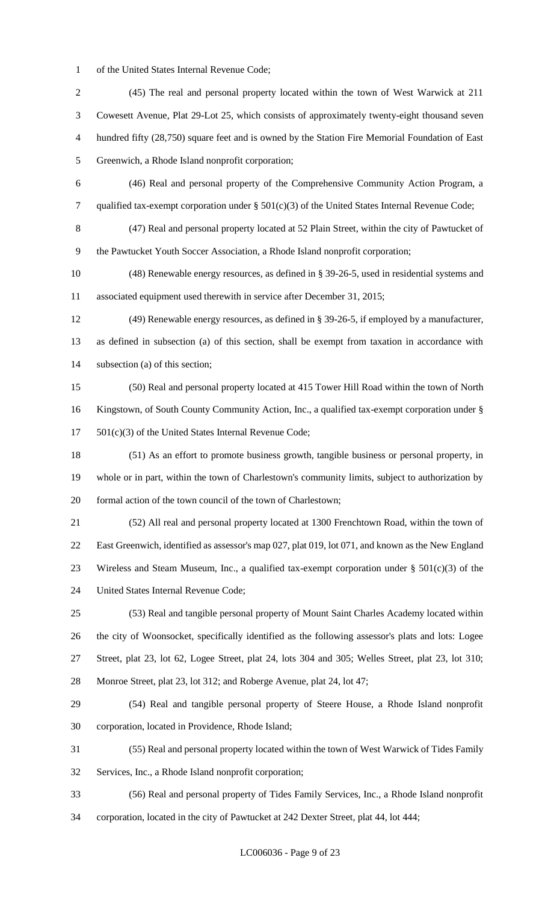of the United States Internal Revenue Code;

(45) The real and personal property located within the town of West Warwick at 211 Cowesett Avenue, Plat 29-Lot 25, which consists of approximately twenty-eight thousand seven hundred fifty (28,750) square feet and is owned by the Station Fire Memorial Foundation of East Greenwich, a Rhode Island nonprofit corporation;

(46) Real and personal property of the Comprehensive Community Action Program, a qualified tax-exempt corporation under § 501(c)(3) of the United States Internal Revenue Code;

(47) Real and personal property located at 52 Plain Street, within the city of Pawtucket of the Pawtucket Youth Soccer Association, a Rhode Island nonprofit corporation;

(48) Renewable energy resources, as defined in § 39-26-5, used in residential systems and associated equipment used therewith in service after December 31, 2015;

(49) Renewable energy resources, as defined in § 39-26-5, if employed by a manufacturer, as defined in subsection (a) of this section, shall be exempt from taxation in accordance with subsection (a) of this section;

(50) Real and personal property located at 415 Tower Hill Road within the town of North Kingstown, of South County Community Action, Inc., a qualified tax-exempt corporation under § 501(c)(3) of the United States Internal Revenue Code;

(51) As an effort to promote business growth, tangible business or personal property, in whole or in part, within the town of Charlestown's community limits, subject to authorization by formal action of the town council of the town of Charlestown;

(52) All real and personal property located at 1300 Frenchtown Road, within the town of East Greenwich, identified as assessor's map 027, plat 019, lot 071, and known as the New England Wireless and Steam Museum, Inc., a qualified tax-exempt corporation under § 501(c)(3) of the United States Internal Revenue Code;

(53) Real and tangible personal property of Mount Saint Charles Academy located within the city of Woonsocket, specifically identified as the following assessor's plats and lots: Logee Street, plat 23, lot 62, Logee Street, plat 24, lots 304 and 305; Welles Street, plat 23, lot 310; Monroe Street, plat 23, lot 312; and Roberge Avenue, plat 24, lot 47;

(54) Real and tangible personal property of Steere House, a Rhode Island nonprofit corporation, located in Providence, Rhode Island;

(55) Real and personal property located within the town of West Warwick of Tides Family Services, Inc., a Rhode Island nonprofit corporation;

(56) Real and personal property of Tides Family Services, Inc., a Rhode Island nonprofit corporation, located in the city of Pawtucket at 242 Dexter Street, plat 44, lot 444;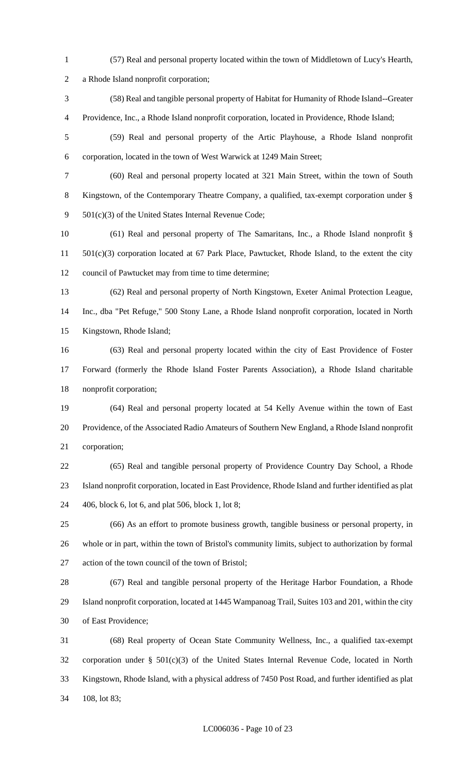(57) Real and personal property located within the town of Middletown of Lucy's Hearth, a Rhode Island nonprofit corporation;

(58) Real and tangible personal property of Habitat for Humanity of Rhode Island--Greater Providence, Inc., a Rhode Island nonprofit corporation, located in Providence, Rhode Island;

(59) Real and personal property of the Artic Playhouse, a Rhode Island nonprofit corporation, located in the town of West Warwick at 1249 Main Street;

(60) Real and personal property located at 321 Main Street, within the town of South Kingstown, of the Contemporary Theatre Company, a qualified, tax-exempt corporation under § 501(c)(3) of the United States Internal Revenue Code;

(61) Real and personal property of The Samaritans, Inc., a Rhode Island nonprofit § 501(c)(3) corporation located at 67 Park Place, Pawtucket, Rhode Island, to the extent the city council of Pawtucket may from time to time determine;

(62) Real and personal property of North Kingstown, Exeter Animal Protection League, Inc., dba "Pet Refuge," 500 Stony Lane, a Rhode Island nonprofit corporation, located in North Kingstown, Rhode Island;

(63) Real and personal property located within the city of East Providence of Foster Forward (formerly the Rhode Island Foster Parents Association), a Rhode Island charitable nonprofit corporation;

(64) Real and personal property located at 54 Kelly Avenue within the town of East Providence, of the Associated Radio Amateurs of Southern New England, a Rhode Island nonprofit corporation;

(65) Real and tangible personal property of Providence Country Day School, a Rhode Island nonprofit corporation, located in East Providence, Rhode Island and further identified as plat 406, block 6, lot 6, and plat 506, block 1, lot 8;

(66) As an effort to promote business growth, tangible business or personal property, in whole or in part, within the town of Bristol's community limits, subject to authorization by formal action of the town council of the town of Bristol;

(67) Real and tangible personal property of the Heritage Harbor Foundation, a Rhode Island nonprofit corporation, located at 1445 Wampanoag Trail, Suites 103 and 201, within the city of East Providence;

(68) Real property of Ocean State Community Wellness, Inc., a qualified tax-exempt corporation under § 501(c)(3) of the United States Internal Revenue Code, located in North Kingstown, Rhode Island, with a physical address of 7450 Post Road, and further identified as plat 108, lot 83;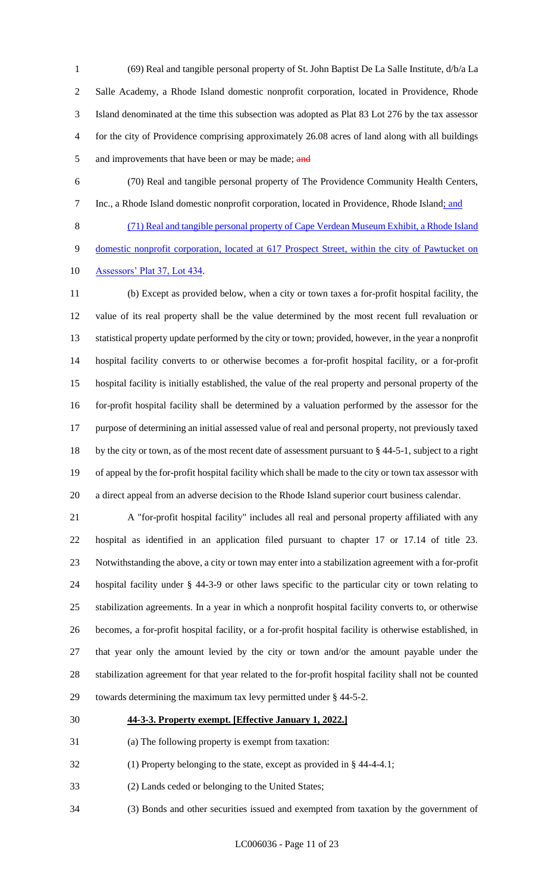(69) Real and tangible personal property of St. John Baptist De La Salle Institute, d/b/a La Salle Academy, a Rhode Island domestic nonprofit corporation, located in Providence, Rhode Island denominated at the time this subsection was adopted as Plat 83 Lot 276 by the tax assessor for the city of Providence comprising approximately 26.08 acres of land along with all buildings and improvements that have been or may be made; ~~and~~

(70) Real and tangible personal property of The Providence Community Health Centers, Inc., a Rhode Island domestic nonprofit corporation, located in Providence, Rhode Island; and

(71) Real and tangible personal property of Cape Verdean Museum Exhibit, a Rhode Island domestic nonprofit corporation, located at 617 Prospect Street, within the city of Pawtucket on Assessors' Plat 37, Lot 434.

(b) Except as provided below, when a city or town taxes a for-profit hospital facility, the value of its real property shall be the value determined by the most recent full revaluation or statistical property update performed by the city or town; provided, however, in the year a nonprofit hospital facility converts to or otherwise becomes a for-profit hospital facility, or a for-profit hospital facility is initially established, the value of the real property and personal property of the for-profit hospital facility shall be determined by a valuation performed by the assessor for the purpose of determining an initial assessed value of real and personal property, not previously taxed by the city or town, as of the most recent date of assessment pursuant to § 44-5-1, subject to a right of appeal by the for-profit hospital facility which shall be made to the city or town tax assessor with a direct appeal from an adverse decision to the Rhode Island superior court business calendar.

A "for-profit hospital facility" includes all real and personal property affiliated with any hospital as identified in an application filed pursuant to chapter 17 or 17.14 of title 23. Notwithstanding the above, a city or town may enter into a stabilization agreement with a for-profit hospital facility under § 44-3-9 or other laws specific to the particular city or town relating to stabilization agreements. In a year in which a nonprofit hospital facility converts to, or otherwise becomes, a for-profit hospital facility, or a for-profit hospital facility is otherwise established, in that year only the amount levied by the city or town and/or the amount payable under the stabilization agreement for that year related to the for-profit hospital facility shall not be counted towards determining the maximum tax levy permitted under § 44-5-2.

**44-3-3. Property exempt. [Effective January 1, 2022.]**

(a) The following property is exempt from taxation:

(1) Property belonging to the state, except as provided in § 44-4-4.1;

(2) Lands ceded or belonging to the United States;

(3) Bonds and other securities issued and exempted from taxation by the government of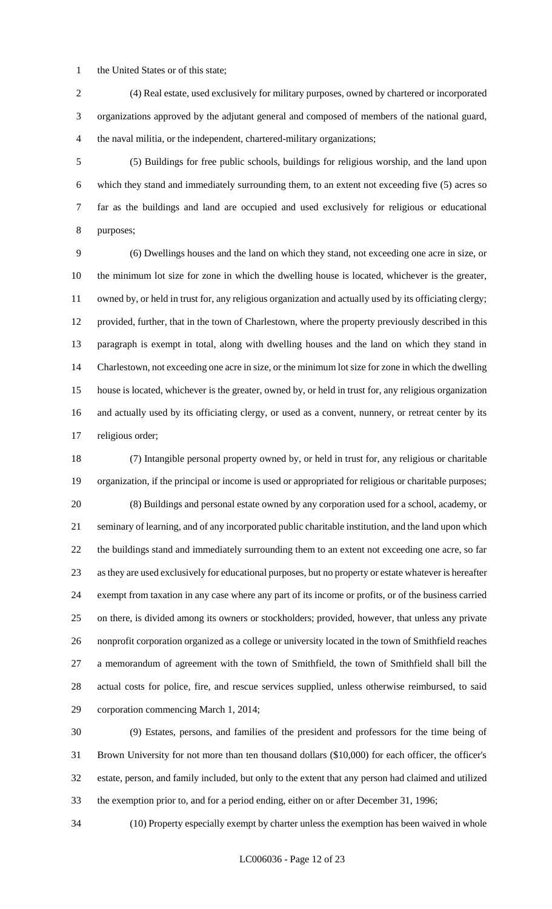the United States or of this state;

(4) Real estate, used exclusively for military purposes, owned by chartered or incorporated organizations approved by the adjutant general and composed of members of the national guard, the naval militia, or the independent, chartered-military organizations;

(5) Buildings for free public schools, buildings for religious worship, and the land upon which they stand and immediately surrounding them, to an extent not exceeding five (5) acres so far as the buildings and land are occupied and used exclusively for religious or educational purposes;

(6) Dwellings houses and the land on which they stand, not exceeding one acre in size, or the minimum lot size for zone in which the dwelling house is located, whichever is the greater, owned by, or held in trust for, any religious organization and actually used by its officiating clergy; provided, further, that in the town of Charlestown, where the property previously described in this paragraph is exempt in total, along with dwelling houses and the land on which they stand in Charlestown, not exceeding one acre in size, or the minimum lot size for zone in which the dwelling house is located, whichever is the greater, owned by, or held in trust for, any religious organization and actually used by its officiating clergy, or used as a convent, nunnery, or retreat center by its religious order;

(7) Intangible personal property owned by, or held in trust for, any religious or charitable organization, if the principal or income is used or appropriated for religious or charitable purposes;

(8) Buildings and personal estate owned by any corporation used for a school, academy, or seminary of learning, and of any incorporated public charitable institution, and the land upon which the buildings stand and immediately surrounding them to an extent not exceeding one acre, so far as they are used exclusively for educational purposes, but no property or estate whatever is hereafter exempt from taxation in any case where any part of its income or profits, or of the business carried on there, is divided among its owners or stockholders; provided, however, that unless any private nonprofit corporation organized as a college or university located in the town of Smithfield reaches a memorandum of agreement with the town of Smithfield, the town of Smithfield shall bill the actual costs for police, fire, and rescue services supplied, unless otherwise reimbursed, to said corporation commencing March 1, 2014;

(9) Estates, persons, and families of the president and professors for the time being of Brown University for not more than ten thousand dollars ($10,000) for each officer, the officer's estate, person, and family included, but only to the extent that any person had claimed and utilized the exemption prior to, and for a period ending, either on or after December 31, 1996;

(10) Property especially exempt by charter unless the exemption has been waived in whole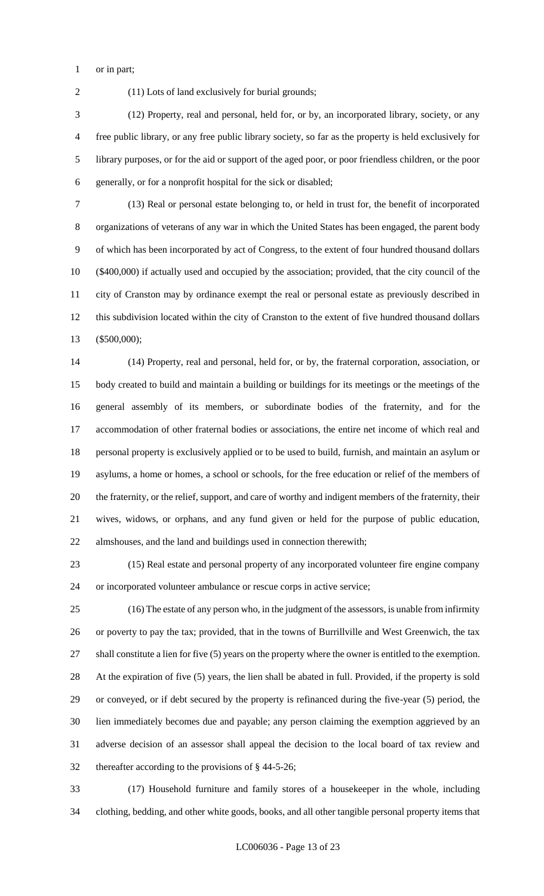or in part;

(11) Lots of land exclusively for burial grounds;

(12) Property, real and personal, held for, or by, an incorporated library, society, or any free public library, or any free public library society, so far as the property is held exclusively for library purposes, or for the aid or support of the aged poor, or poor friendless children, or the poor generally, or for a nonprofit hospital for the sick or disabled;

(13) Real or personal estate belonging to, or held in trust for, the benefit of incorporated organizations of veterans of any war in which the United States has been engaged, the parent body of which has been incorporated by act of Congress, to the extent of four hundred thousand dollars ($400,000) if actually used and occupied by the association; provided, that the city council of the city of Cranston may by ordinance exempt the real or personal estate as previously described in this subdivision located within the city of Cranston to the extent of five hundred thousand dollars ($500,000);

(14) Property, real and personal, held for, or by, the fraternal corporation, association, or body created to build and maintain a building or buildings for its meetings or the meetings of the general assembly of its members, or subordinate bodies of the fraternity, and for the accommodation of other fraternal bodies or associations, the entire net income of which real and personal property is exclusively applied or to be used to build, furnish, and maintain an asylum or asylums, a home or homes, a school or schools, for the free education or relief of the members of the fraternity, or the relief, support, and care of worthy and indigent members of the fraternity, their wives, widows, or orphans, and any fund given or held for the purpose of public education, almshouses, and the land and buildings used in connection therewith;

(15) Real estate and personal property of any incorporated volunteer fire engine company or incorporated volunteer ambulance or rescue corps in active service;

(16) The estate of any person who, in the judgment of the assessors, is unable from infirmity or poverty to pay the tax; provided, that in the towns of Burrillville and West Greenwich, the tax shall constitute a lien for five (5) years on the property where the owner is entitled to the exemption. At the expiration of five (5) years, the lien shall be abated in full. Provided, if the property is sold or conveyed, or if debt secured by the property is refinanced during the five-year (5) period, the lien immediately becomes due and payable; any person claiming the exemption aggrieved by an adverse decision of an assessor shall appeal the decision to the local board of tax review and thereafter according to the provisions of § 44-5-26;

(17) Household furniture and family stores of a housekeeper in the whole, including clothing, bedding, and other white goods, books, and all other tangible personal property items that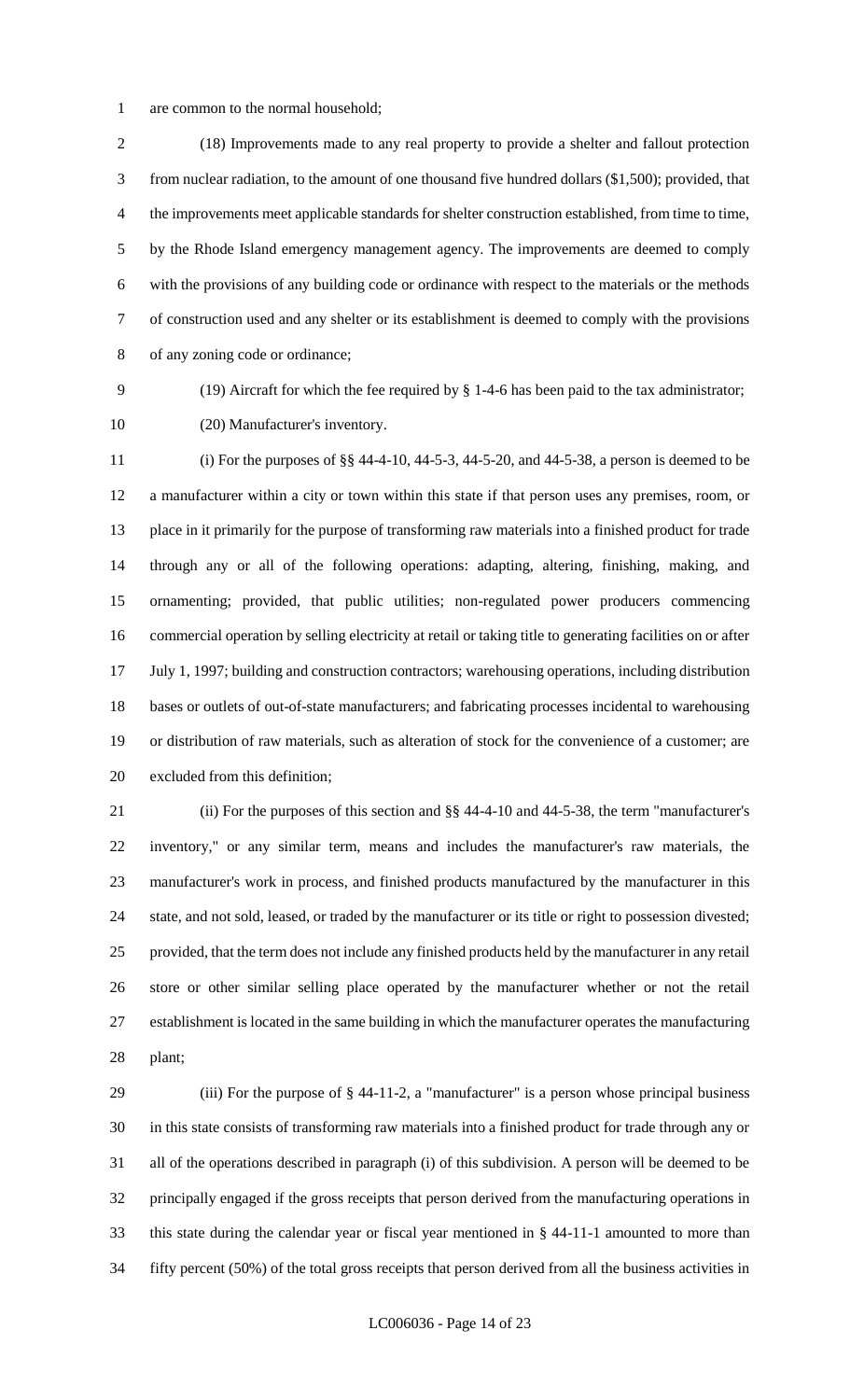are common to the normal household;

(18) Improvements made to any real property to provide a shelter and fallout protection from nuclear radiation, to the amount of one thousand five hundred dollars ($1,500); provided, that the improvements meet applicable standards for shelter construction established, from time to time, by the Rhode Island emergency management agency. The improvements are deemed to comply with the provisions of any building code or ordinance with respect to the materials or the methods of construction used and any shelter or its establishment is deemed to comply with the provisions of any zoning code or ordinance;

(19) Aircraft for which the fee required by § 1-4-6 has been paid to the tax administrator;

(20) Manufacturer's inventory.

(i) For the purposes of §§ 44-4-10, 44-5-3, 44-5-20, and 44-5-38, a person is deemed to be a manufacturer within a city or town within this state if that person uses any premises, room, or place in it primarily for the purpose of transforming raw materials into a finished product for trade through any or all of the following operations: adapting, altering, finishing, making, and ornamenting; provided, that public utilities; non-regulated power producers commencing commercial operation by selling electricity at retail or taking title to generating facilities on or after July 1, 1997; building and construction contractors; warehousing operations, including distribution bases or outlets of out-of-state manufacturers; and fabricating processes incidental to warehousing or distribution of raw materials, such as alteration of stock for the convenience of a customer; are excluded from this definition;

(ii) For the purposes of this section and §§ 44-4-10 and 44-5-38, the term "manufacturer's inventory," or any similar term, means and includes the manufacturer's raw materials, the manufacturer's work in process, and finished products manufactured by the manufacturer in this state, and not sold, leased, or traded by the manufacturer or its title or right to possession divested; provided, that the term does not include any finished products held by the manufacturer in any retail store or other similar selling place operated by the manufacturer whether or not the retail establishment is located in the same building in which the manufacturer operates the manufacturing plant;

(iii) For the purpose of § 44-11-2, a "manufacturer" is a person whose principal business in this state consists of transforming raw materials into a finished product for trade through any or all of the operations described in paragraph (i) of this subdivision. A person will be deemed to be principally engaged if the gross receipts that person derived from the manufacturing operations in this state during the calendar year or fiscal year mentioned in § 44-11-1 amounted to more than fifty percent (50%) of the total gross receipts that person derived from all the business activities in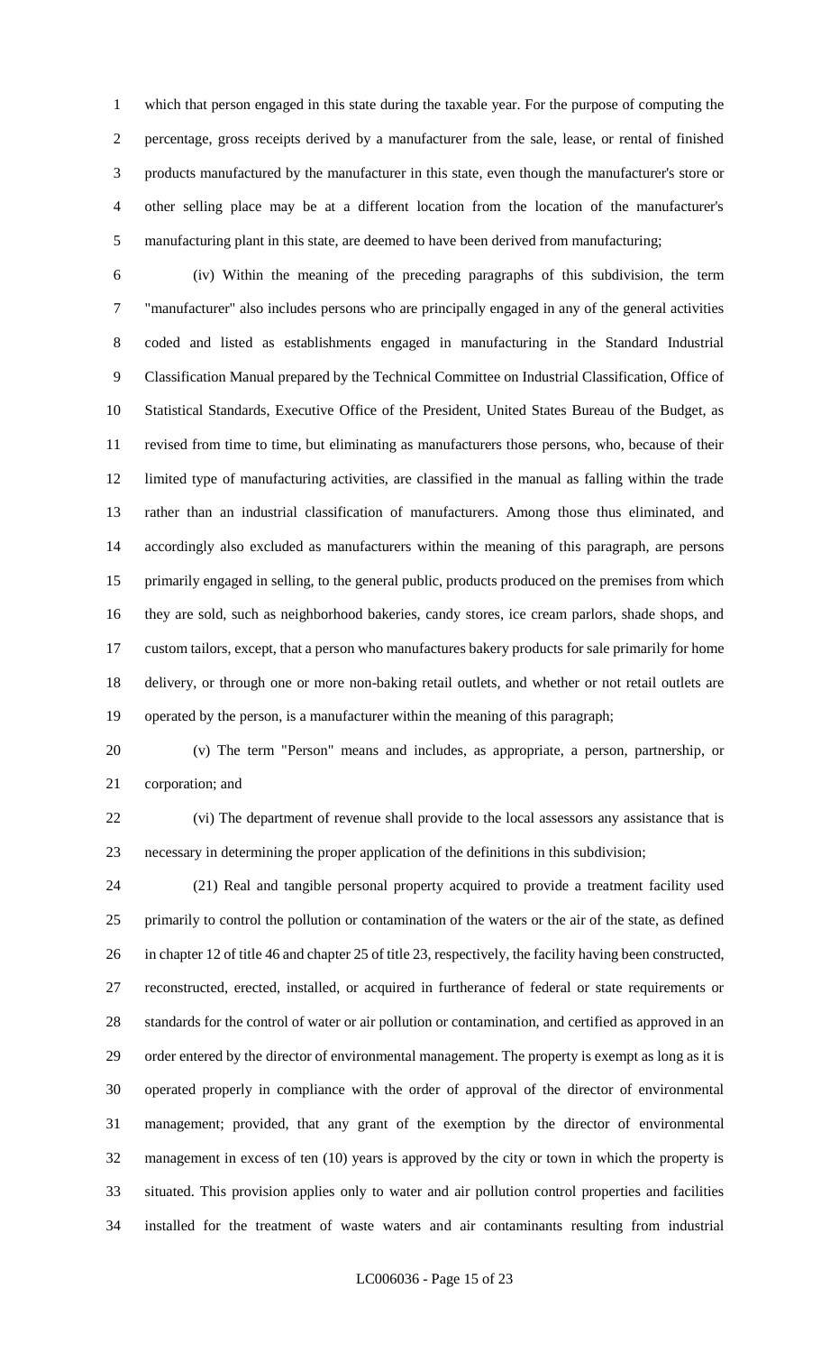which that person engaged in this state during the taxable year. For the purpose of computing the percentage, gross receipts derived by a manufacturer from the sale, lease, or rental of finished products manufactured by the manufacturer in this state, even though the manufacturer's store or other selling place may be at a different location from the location of the manufacturer's manufacturing plant in this state, are deemed to have been derived from manufacturing;

(iv) Within the meaning of the preceding paragraphs of this subdivision, the term "manufacturer" also includes persons who are principally engaged in any of the general activities coded and listed as establishments engaged in manufacturing in the Standard Industrial Classification Manual prepared by the Technical Committee on Industrial Classification, Office of Statistical Standards, Executive Office of the President, United States Bureau of the Budget, as revised from time to time, but eliminating as manufacturers those persons, who, because of their limited type of manufacturing activities, are classified in the manual as falling within the trade rather than an industrial classification of manufacturers. Among those thus eliminated, and accordingly also excluded as manufacturers within the meaning of this paragraph, are persons primarily engaged in selling, to the general public, products produced on the premises from which they are sold, such as neighborhood bakeries, candy stores, ice cream parlors, shade shops, and custom tailors, except, that a person who manufactures bakery products for sale primarily for home delivery, or through one or more non-baking retail outlets, and whether or not retail outlets are operated by the person, is a manufacturer within the meaning of this paragraph;

(v) The term "Person" means and includes, as appropriate, a person, partnership, or corporation; and

(vi) The department of revenue shall provide to the local assessors any assistance that is necessary in determining the proper application of the definitions in this subdivision;

(21) Real and tangible personal property acquired to provide a treatment facility used primarily to control the pollution or contamination of the waters or the air of the state, as defined in chapter 12 of title 46 and chapter 25 of title 23, respectively, the facility having been constructed, reconstructed, erected, installed, or acquired in furtherance of federal or state requirements or standards for the control of water or air pollution or contamination, and certified as approved in an order entered by the director of environmental management. The property is exempt as long as it is operated properly in compliance with the order of approval of the director of environmental management; provided, that any grant of the exemption by the director of environmental management in excess of ten (10) years is approved by the city or town in which the property is situated. This provision applies only to water and air pollution control properties and facilities installed for the treatment of waste waters and air contaminants resulting from industrial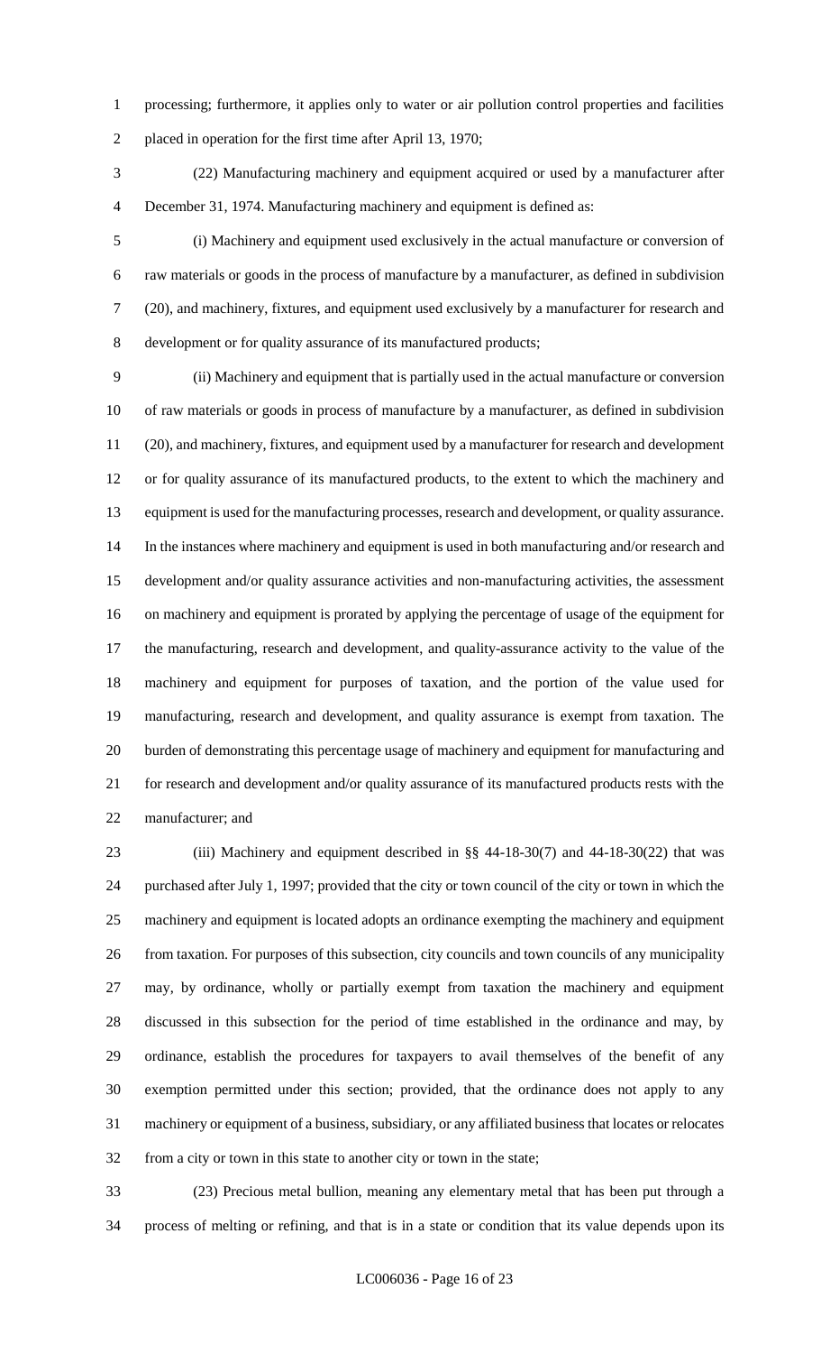processing; furthermore, it applies only to water or air pollution control properties and facilities placed in operation for the first time after April 13, 1970;

(22) Manufacturing machinery and equipment acquired or used by a manufacturer after December 31, 1974. Manufacturing machinery and equipment is defined as:

(i) Machinery and equipment used exclusively in the actual manufacture or conversion of raw materials or goods in the process of manufacture by a manufacturer, as defined in subdivision (20), and machinery, fixtures, and equipment used exclusively by a manufacturer for research and development or for quality assurance of its manufactured products;

(ii) Machinery and equipment that is partially used in the actual manufacture or conversion of raw materials or goods in process of manufacture by a manufacturer, as defined in subdivision (20), and machinery, fixtures, and equipment used by a manufacturer for research and development or for quality assurance of its manufactured products, to the extent to which the machinery and equipment is used for the manufacturing processes, research and development, or quality assurance. In the instances where machinery and equipment is used in both manufacturing and/or research and development and/or quality assurance activities and non-manufacturing activities, the assessment on machinery and equipment is prorated by applying the percentage of usage of the equipment for the manufacturing, research and development, and quality-assurance activity to the value of the machinery and equipment for purposes of taxation, and the portion of the value used for manufacturing, research and development, and quality assurance is exempt from taxation. The burden of demonstrating this percentage usage of machinery and equipment for manufacturing and for research and development and/or quality assurance of its manufactured products rests with the manufacturer; and

(iii) Machinery and equipment described in §§ 44-18-30(7) and 44-18-30(22) that was purchased after July 1, 1997; provided that the city or town council of the city or town in which the machinery and equipment is located adopts an ordinance exempting the machinery and equipment from taxation. For purposes of this subsection, city councils and town councils of any municipality may, by ordinance, wholly or partially exempt from taxation the machinery and equipment discussed in this subsection for the period of time established in the ordinance and may, by ordinance, establish the procedures for taxpayers to avail themselves of the benefit of any exemption permitted under this section; provided, that the ordinance does not apply to any machinery or equipment of a business, subsidiary, or any affiliated business that locates or relocates from a city or town in this state to another city or town in the state;

(23) Precious metal bullion, meaning any elementary metal that has been put through a process of melting or refining, and that is in a state or condition that its value depends upon its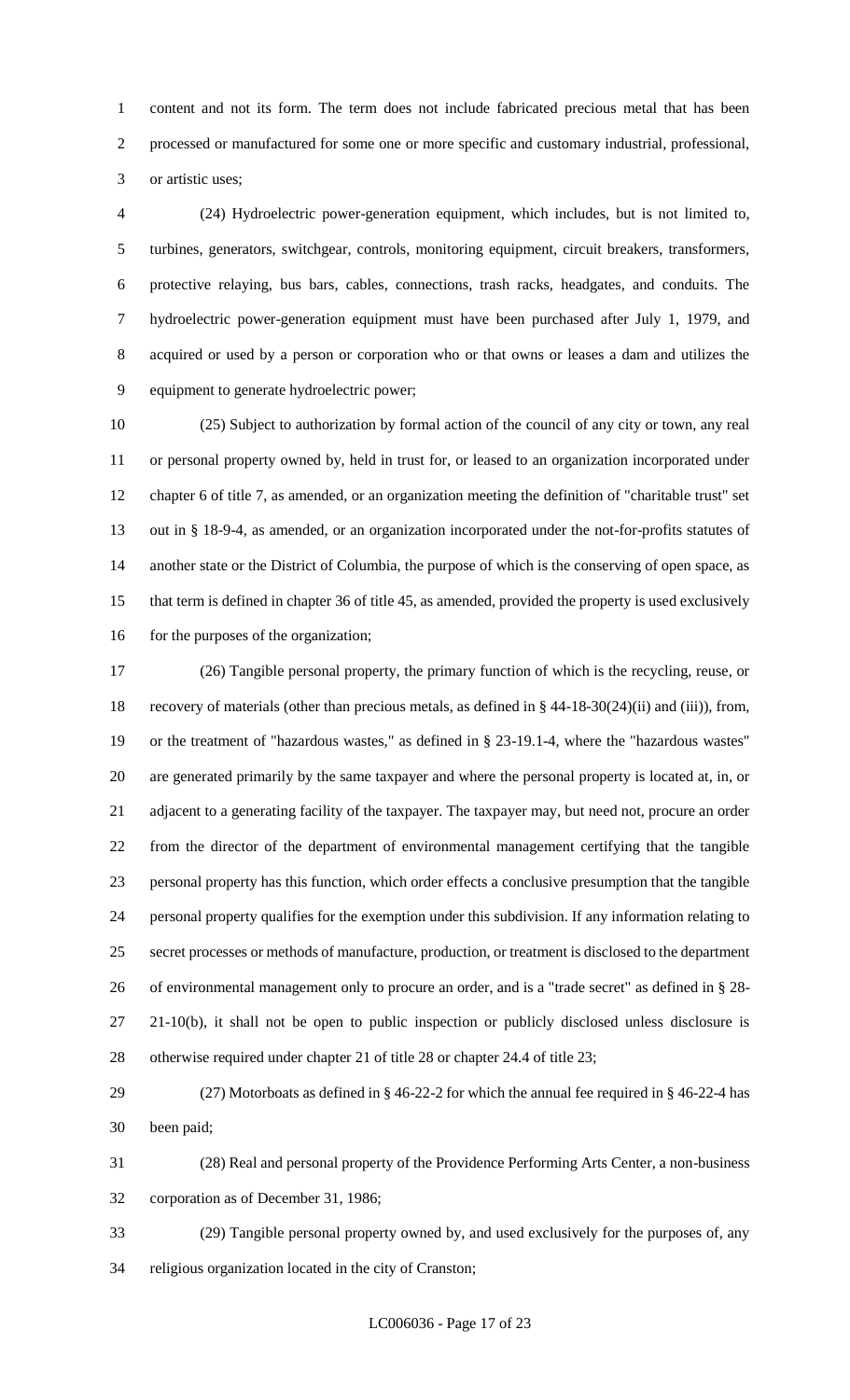content and not its form. The term does not include fabricated precious metal that has been processed or manufactured for some one or more specific and customary industrial, professional, or artistic uses;

(24) Hydroelectric power-generation equipment, which includes, but is not limited to, turbines, generators, switchgear, controls, monitoring equipment, circuit breakers, transformers, protective relaying, bus bars, cables, connections, trash racks, headgates, and conduits. The hydroelectric power-generation equipment must have been purchased after July 1, 1979, and acquired or used by a person or corporation who or that owns or leases a dam and utilizes the equipment to generate hydroelectric power;

(25) Subject to authorization by formal action of the council of any city or town, any real or personal property owned by, held in trust for, or leased to an organization incorporated under chapter 6 of title 7, as amended, or an organization meeting the definition of "charitable trust" set out in § 18-9-4, as amended, or an organization incorporated under the not-for-profits statutes of another state or the District of Columbia, the purpose of which is the conserving of open space, as that term is defined in chapter 36 of title 45, as amended, provided the property is used exclusively for the purposes of the organization;

(26) Tangible personal property, the primary function of which is the recycling, reuse, or recovery of materials (other than precious metals, as defined in § 44-18-30(24)(ii) and (iii)), from, or the treatment of "hazardous wastes," as defined in § 23-19.1-4, where the "hazardous wastes" are generated primarily by the same taxpayer and where the personal property is located at, in, or adjacent to a generating facility of the taxpayer. The taxpayer may, but need not, procure an order from the director of the department of environmental management certifying that the tangible personal property has this function, which order effects a conclusive presumption that the tangible personal property qualifies for the exemption under this subdivision. If any information relating to secret processes or methods of manufacture, production, or treatment is disclosed to the department of environmental management only to procure an order, and is a "trade secret" as defined in § 28-21-10(b), it shall not be open to public inspection or publicly disclosed unless disclosure is otherwise required under chapter 21 of title 28 or chapter 24.4 of title 23;

(27) Motorboats as defined in § 46-22-2 for which the annual fee required in § 46-22-4 has been paid;

(28) Real and personal property of the Providence Performing Arts Center, a non-business corporation as of December 31, 1986;

(29) Tangible personal property owned by, and used exclusively for the purposes of, any religious organization located in the city of Cranston;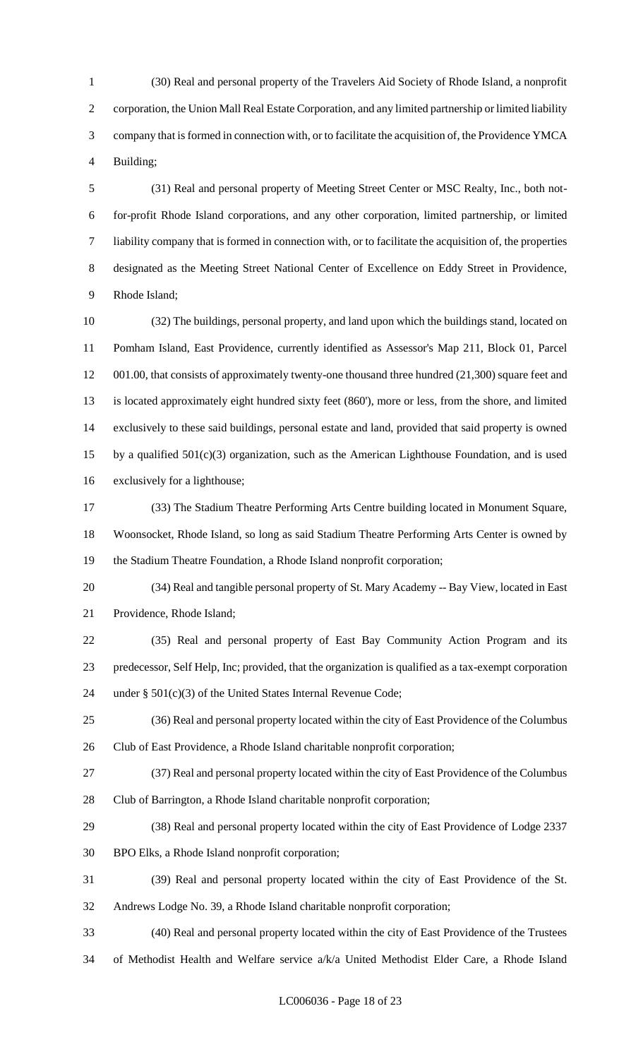(30) Real and personal property of the Travelers Aid Society of Rhode Island, a nonprofit corporation, the Union Mall Real Estate Corporation, and any limited partnership or limited liability company that is formed in connection with, or to facilitate the acquisition of, the Providence YMCA Building;

(31) Real and personal property of Meeting Street Center or MSC Realty, Inc., both not-for-profit Rhode Island corporations, and any other corporation, limited partnership, or limited liability company that is formed in connection with, or to facilitate the acquisition of, the properties designated as the Meeting Street National Center of Excellence on Eddy Street in Providence, Rhode Island;

(32) The buildings, personal property, and land upon which the buildings stand, located on Pomham Island, East Providence, currently identified as Assessor's Map 211, Block 01, Parcel 001.00, that consists of approximately twenty-one thousand three hundred (21,300) square feet and is located approximately eight hundred sixty feet (860'), more or less, from the shore, and limited exclusively to these said buildings, personal estate and land, provided that said property is owned by a qualified 501(c)(3) organization, such as the American Lighthouse Foundation, and is used exclusively for a lighthouse;

(33) The Stadium Theatre Performing Arts Centre building located in Monument Square, Woonsocket, Rhode Island, so long as said Stadium Theatre Performing Arts Center is owned by the Stadium Theatre Foundation, a Rhode Island nonprofit corporation;

(34) Real and tangible personal property of St. Mary Academy -- Bay View, located in East Providence, Rhode Island;

(35) Real and personal property of East Bay Community Action Program and its predecessor, Self Help, Inc; provided, that the organization is qualified as a tax-exempt corporation under § 501(c)(3) of the United States Internal Revenue Code;

(36) Real and personal property located within the city of East Providence of the Columbus Club of East Providence, a Rhode Island charitable nonprofit corporation;

(37) Real and personal property located within the city of East Providence of the Columbus Club of Barrington, a Rhode Island charitable nonprofit corporation;

(38) Real and personal property located within the city of East Providence of Lodge 2337 BPO Elks, a Rhode Island nonprofit corporation;

(39) Real and personal property located within the city of East Providence of the St. Andrews Lodge No. 39, a Rhode Island charitable nonprofit corporation;

(40) Real and personal property located within the city of East Providence of the Trustees of Methodist Health and Welfare service a/k/a United Methodist Elder Care, a Rhode Island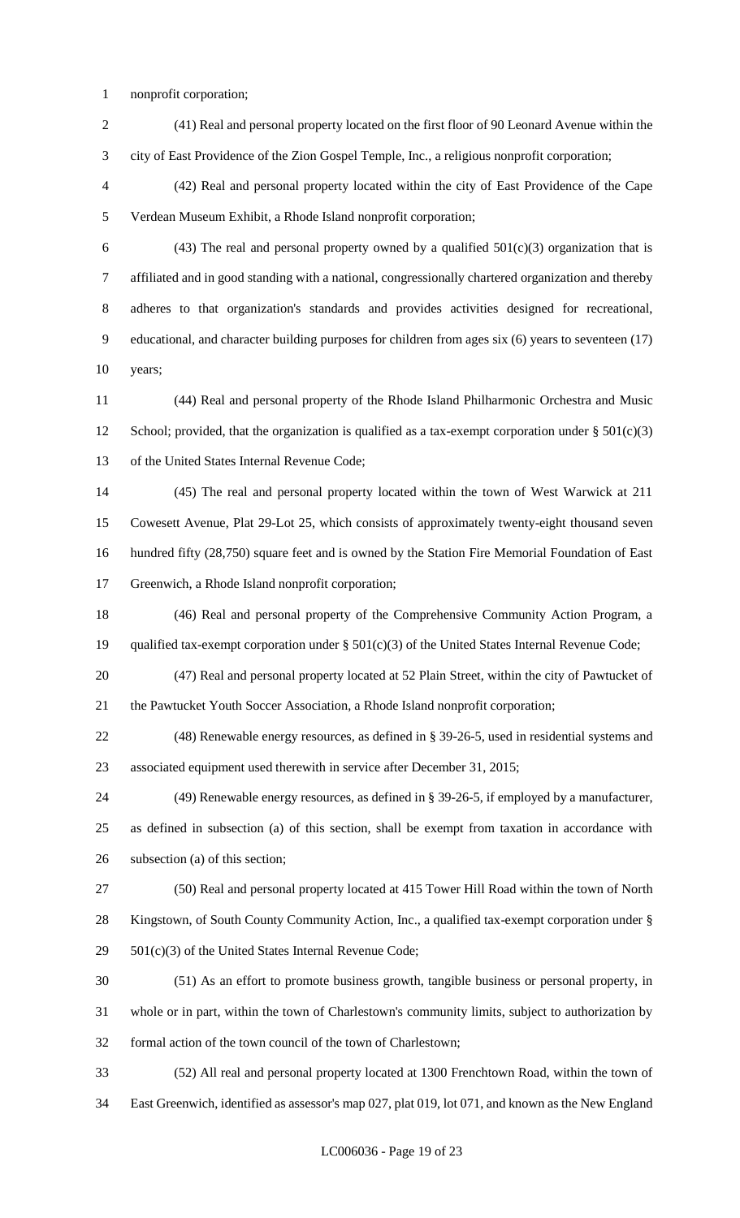nonprofit corporation;

(41) Real and personal property located on the first floor of 90 Leonard Avenue within the city of East Providence of the Zion Gospel Temple, Inc., a religious nonprofit corporation;

(42) Real and personal property located within the city of East Providence of the Cape Verdean Museum Exhibit, a Rhode Island nonprofit corporation;

(43) The real and personal property owned by a qualified 501(c)(3) organization that is affiliated and in good standing with a national, congressionally chartered organization and thereby adheres to that organization's standards and provides activities designed for recreational, educational, and character building purposes for children from ages six (6) years to seventeen (17) years;

(44) Real and personal property of the Rhode Island Philharmonic Orchestra and Music School; provided, that the organization is qualified as a tax-exempt corporation under § 501(c)(3) of the United States Internal Revenue Code;

(45) The real and personal property located within the town of West Warwick at 211 Cowesett Avenue, Plat 29-Lot 25, which consists of approximately twenty-eight thousand seven hundred fifty (28,750) square feet and is owned by the Station Fire Memorial Foundation of East Greenwich, a Rhode Island nonprofit corporation;

(46) Real and personal property of the Comprehensive Community Action Program, a qualified tax-exempt corporation under § 501(c)(3) of the United States Internal Revenue Code;

(47) Real and personal property located at 52 Plain Street, within the city of Pawtucket of the Pawtucket Youth Soccer Association, a Rhode Island nonprofit corporation;

(48) Renewable energy resources, as defined in § 39-26-5, used in residential systems and associated equipment used therewith in service after December 31, 2015;

(49) Renewable energy resources, as defined in § 39-26-5, if employed by a manufacturer, as defined in subsection (a) of this section, shall be exempt from taxation in accordance with subsection (a) of this section;

(50) Real and personal property located at 415 Tower Hill Road within the town of North Kingstown, of South County Community Action, Inc., a qualified tax-exempt corporation under § 501(c)(3) of the United States Internal Revenue Code;

(51) As an effort to promote business growth, tangible business or personal property, in whole or in part, within the town of Charlestown's community limits, subject to authorization by formal action of the town council of the town of Charlestown;

(52) All real and personal property located at 1300 Frenchtown Road, within the town of East Greenwich, identified as assessor's map 027, plat 019, lot 071, and known as the New England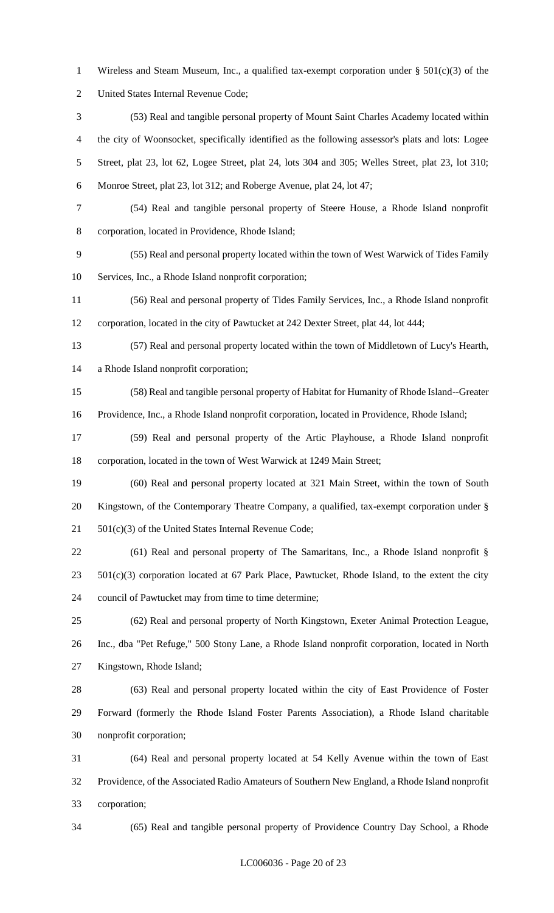Wireless and Steam Museum, Inc., a qualified tax-exempt corporation under § 501(c)(3) of the United States Internal Revenue Code;

(53) Real and tangible personal property of Mount Saint Charles Academy located within the city of Woonsocket, specifically identified as the following assessor's plats and lots: Logee Street, plat 23, lot 62, Logee Street, plat 24, lots 304 and 305; Welles Street, plat 23, lot 310; Monroe Street, plat 23, lot 312; and Roberge Avenue, plat 24, lot 47;

(54) Real and tangible personal property of Steere House, a Rhode Island nonprofit corporation, located in Providence, Rhode Island;

(55) Real and personal property located within the town of West Warwick of Tides Family Services, Inc., a Rhode Island nonprofit corporation;

(56) Real and personal property of Tides Family Services, Inc., a Rhode Island nonprofit corporation, located in the city of Pawtucket at 242 Dexter Street, plat 44, lot 444;

(57) Real and personal property located within the town of Middletown of Lucy's Hearth, a Rhode Island nonprofit corporation;

(58) Real and tangible personal property of Habitat for Humanity of Rhode Island--Greater Providence, Inc., a Rhode Island nonprofit corporation, located in Providence, Rhode Island;

(59) Real and personal property of the Artic Playhouse, a Rhode Island nonprofit corporation, located in the town of West Warwick at 1249 Main Street;

(60) Real and personal property located at 321 Main Street, within the town of South Kingstown, of the Contemporary Theatre Company, a qualified, tax-exempt corporation under § 501(c)(3) of the United States Internal Revenue Code;

(61) Real and personal property of The Samaritans, Inc., a Rhode Island nonprofit § 501(c)(3) corporation located at 67 Park Place, Pawtucket, Rhode Island, to the extent the city council of Pawtucket may from time to time determine;

(62) Real and personal property of North Kingstown, Exeter Animal Protection League, Inc., dba "Pet Refuge," 500 Stony Lane, a Rhode Island nonprofit corporation, located in North Kingstown, Rhode Island;

(63) Real and personal property located within the city of East Providence of Foster Forward (formerly the Rhode Island Foster Parents Association), a Rhode Island charitable nonprofit corporation;

(64) Real and personal property located at 54 Kelly Avenue within the town of East Providence, of the Associated Radio Amateurs of Southern New England, a Rhode Island nonprofit corporation;

(65) Real and tangible personal property of Providence Country Day School, a Rhode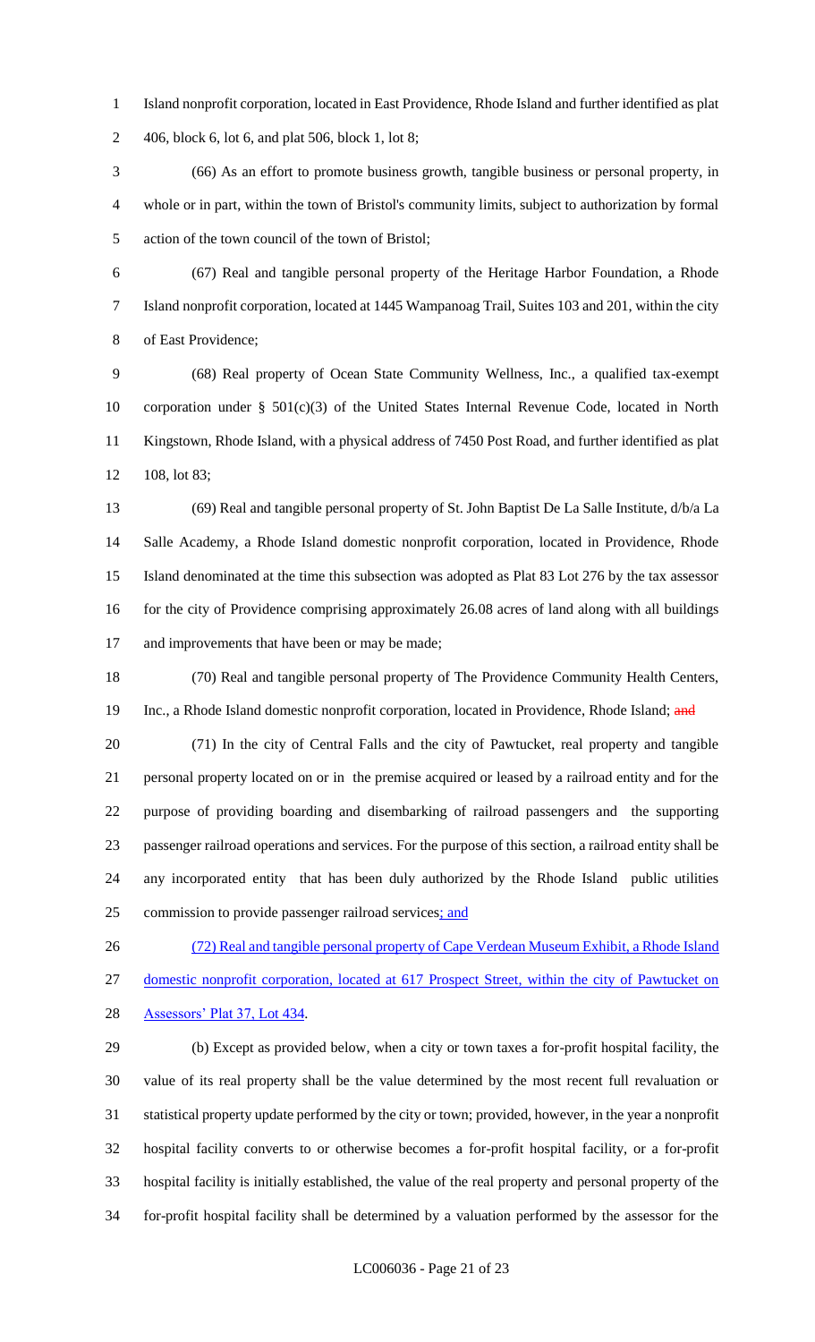Island nonprofit corporation, located in East Providence, Rhode Island and further identified as plat 406, block 6, lot 6, and plat 506, block 1, lot 8;

(66) As an effort to promote business growth, tangible business or personal property, in whole or in part, within the town of Bristol's community limits, subject to authorization by formal action of the town council of the town of Bristol;

(67) Real and tangible personal property of the Heritage Harbor Foundation, a Rhode Island nonprofit corporation, located at 1445 Wampanoag Trail, Suites 103 and 201, within the city of East Providence;

(68) Real property of Ocean State Community Wellness, Inc., a qualified tax-exempt corporation under § 501(c)(3) of the United States Internal Revenue Code, located in North Kingstown, Rhode Island, with a physical address of 7450 Post Road, and further identified as plat 108, lot 83;

(69) Real and tangible personal property of St. John Baptist De La Salle Institute, d/b/a La Salle Academy, a Rhode Island domestic nonprofit corporation, located in Providence, Rhode Island denominated at the time this subsection was adopted as Plat 83 Lot 276 by the tax assessor for the city of Providence comprising approximately 26.08 acres of land along with all buildings and improvements that have been or may be made;

(70) Real and tangible personal property of The Providence Community Health Centers, Inc., a Rhode Island domestic nonprofit corporation, located in Providence, Rhode Island; ~~and~~

(71) In the city of Central Falls and the city of Pawtucket, real property and tangible personal property located on or in the premise acquired or leased by a railroad entity and for the purpose of providing boarding and disembarking of railroad passengers and the supporting passenger railroad operations and services. For the purpose of this section, a railroad entity shall be any incorporated entity that has been duly authorized by the Rhode Island public utilities commission to provide passenger railroad services; and

(72) Real and tangible personal property of Cape Verdean Museum Exhibit, a Rhode Island domestic nonprofit corporation, located at 617 Prospect Street, within the city of Pawtucket on Assessors' Plat 37, Lot 434.

(b) Except as provided below, when a city or town taxes a for-profit hospital facility, the value of its real property shall be the value determined by the most recent full revaluation or statistical property update performed by the city or town; provided, however, in the year a nonprofit hospital facility converts to or otherwise becomes a for-profit hospital facility, or a for-profit hospital facility is initially established, the value of the real property and personal property of the for-profit hospital facility shall be determined by a valuation performed by the assessor for the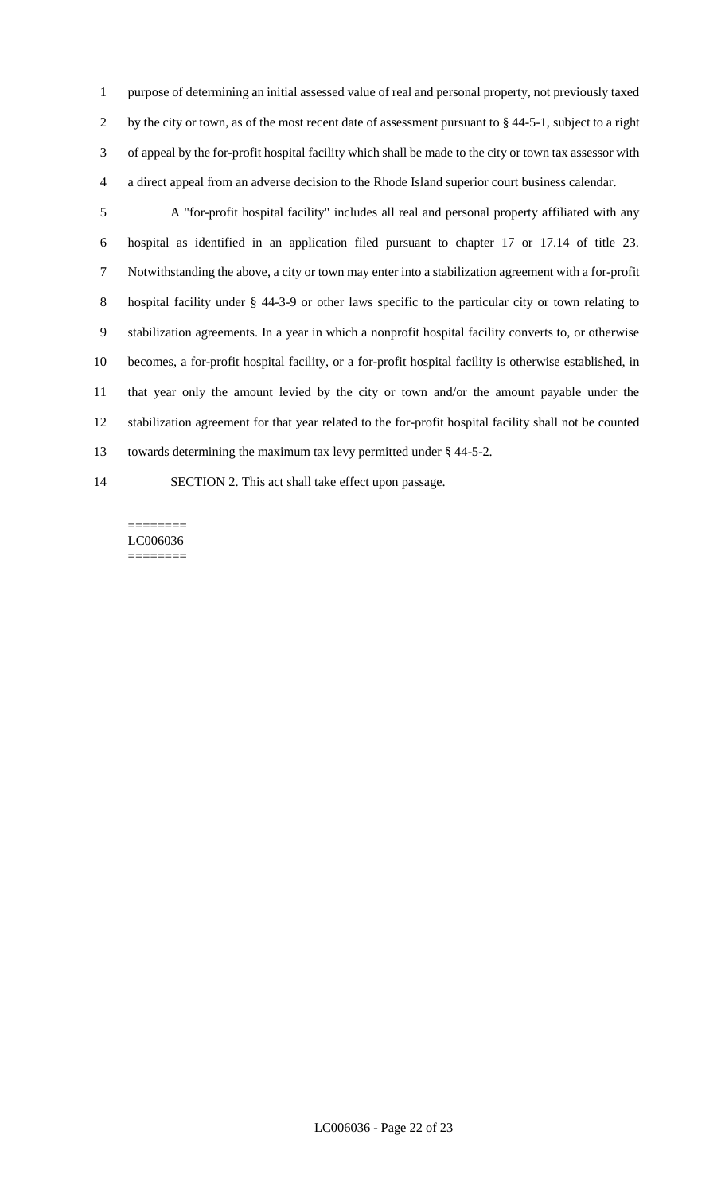purpose of determining an initial assessed value of real and personal property, not previously taxed by the city or town, as of the most recent date of assessment pursuant to § 44-5-1, subject to a right of appeal by the for-profit hospital facility which shall be made to the city or town tax assessor with a direct appeal from an adverse decision to the Rhode Island superior court business calendar.

A "for-profit hospital facility" includes all real and personal property affiliated with any hospital as identified in an application filed pursuant to chapter 17 or 17.14 of title 23. Notwithstanding the above, a city or town may enter into a stabilization agreement with a for-profit hospital facility under § 44-3-9 or other laws specific to the particular city or town relating to stabilization agreements. In a year in which a nonprofit hospital facility converts to, or otherwise becomes, a for-profit hospital facility, or a for-profit hospital facility is otherwise established, in that year only the amount levied by the city or town and/or the amount payable under the stabilization agreement for that year related to the for-profit hospital facility shall not be counted towards determining the maximum tax levy permitted under § 44-5-2.

SECTION 2. This act shall take effect upon passage.

========
LC006036
========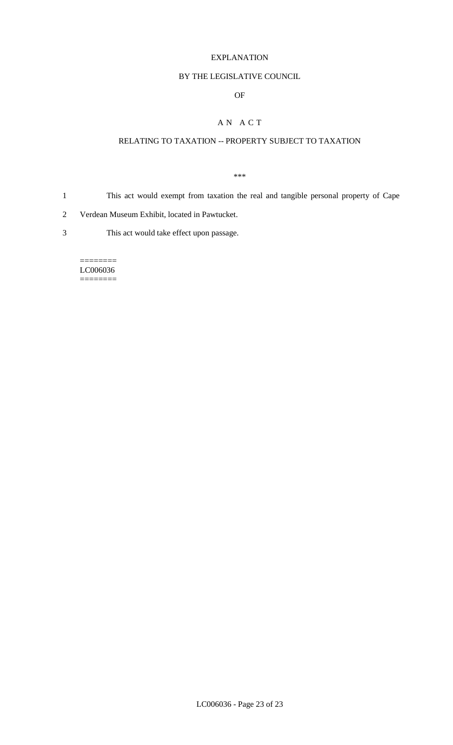EXPLANATION

BY THE LEGISLATIVE COUNCIL

OF

A N A C T

RELATING TO TAXATION -- PROPERTY SUBJECT TO TAXATION

\*\*\*

1 This act would exempt from taxation the real and tangible personal property of Cape
2 Verdean Museum Exhibit, located in Pawtucket.
3 This act would take effect upon passage.

========
LC006036
========